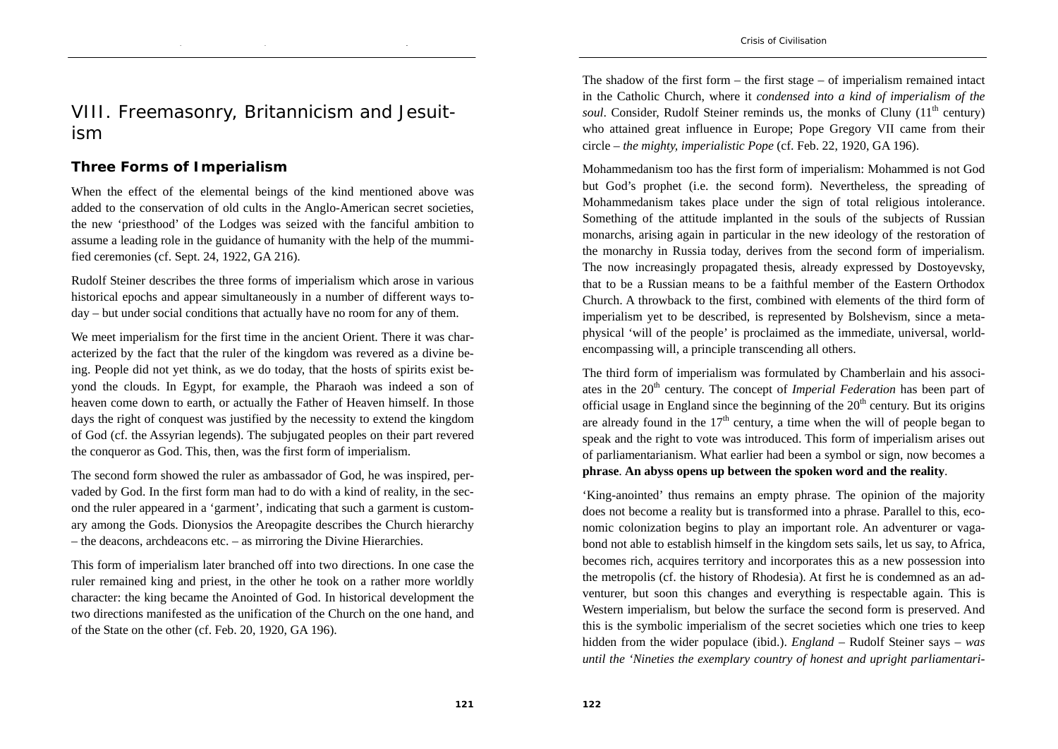# VIII. Freemasonry, Britannicism and Jesuitism

## Three Forms of Imperialism

When the effect of the elemental beings of the kind mentioned above was added to the conservation of old cults in the Anglo-American secret societies, the new 'priesthood' of the Lodges was seized with the fanciful ambition to assume a leading role in the guidance of humanity with the help of the mummified ceremonies (cf. Sept. 24, 1922, GA 216).

Rudolf Steiner describes the three forms of imperialism which arose in various historical epochs and appear simultaneously in a number of different ways today – but under social conditions that actually have no room for any of them.

We meet imperialism for the first time in the ancient Orient. There it was characterized by the fact that the ruler of the kingdom was revered as a divine being. People did not yet think, as we do today, that the hosts of spirits exist beyond the clouds. In Egypt, for example, the Pharaoh was indeed a son of heaven come down to earth, or actually the Father of Heaven himself. In those days the right of conquest was justified by the necessity to extend the kingdom of God (cf. the Assyrian legends). The subjugated peoples on their part revered the conqueror as God. This, then, was the first form of imperialism.

The second form showed the ruler as ambassador of God, he was inspired, pervaded by God. In the first form man had to do with a kind of reality, in the second the ruler appeared in a 'garment', indicating that such a garment is customary among the Gods. Dionysios the Areopagite describes the Church hierarchy – the deacons, archdeacons etc. – as mirroring the Divine Hierarchies.

This form of imperialism later branched off into two directions. In one case the ruler remained king and priest, in the other he took on a rather more worldly character: the king became the Anointed of God. In historical development the two directions manifested as the unification of the Church on the one hand, and of the State on the other (cf. Feb. 20, 1920, GA 196).

The shadow of the first form – the first stage – of imperialism remained intact in the Catholic Church, where it *condensed into a kind of imperialism of the soul*. Consider, Rudolf Steiner reminds us, the monks of Cluny (11th century) who attained great influence in Europe; Pope Gregory VII came from their circle – *the mighty, imperialistic Pope* (cf. Feb. 22, 1920, GA 196).

Mohammedanism too has the first form of imperialism: Mohammed is not God but God's prophet (i.e. the second form). Nevertheless, the spreading of Mohammedanism takes place under the sign of total religious intolerance. Something of the attitude implanted in the souls of the subjects of Russian monarchs, arising again in particular in the new ideology of the restoration of the monarchy in Russia today, derives from the second form of imperialism. The now increasingly propagated thesis, already expressed by Dostoyevsky, that to be a Russian means to be a faithful member of the Eastern Orthodox Church. A throwback to the first, combined with elements of the third form of imperialism yet to be described, is represented by Bolshevism, since a metaphysical 'will of the people' is proclaimed as the immediate, universal, world-encompassing will, a principle transcending all others.

The third form of imperialism was formulated by Chamberlain and his associates in the 20th century. The concept of *Imperial Federation* has been part of official usage in England since the beginning of the 20th century. But its origins are already found in the 17th century, a time when the will of people began to speak and the right to vote was introduced. This form of imperialism arises out of parliamentarianism. What earlier had been a symbol or sign, now becomes a **phrase**. **An abyss opens up between the spoken word and the reality**.

'King-anointed' thus remains an empty phrase. The opinion of the majority does not become a reality but is transformed into a phrase. Parallel to this, economic colonization begins to play an important role. An adventurer or vagabond not able to establish himself in the kingdom sets sails, let us say, to Africa, becomes rich, acquires territory and incorporates this as a new possession into the metropolis (cf. the history of Rhodesia). At first he is condemned as an adventurer, but soon this changes and everything is respectable again. This is Western imperialism, but below the surface the second form is preserved. And this is the symbolic imperialism of the secret societies which one tries to keep hidden from the wider populace (ibid.). *England* – Rudolf Steiner says – *was until the 'Nineties the exemplary country of honest and upright parliamentari-*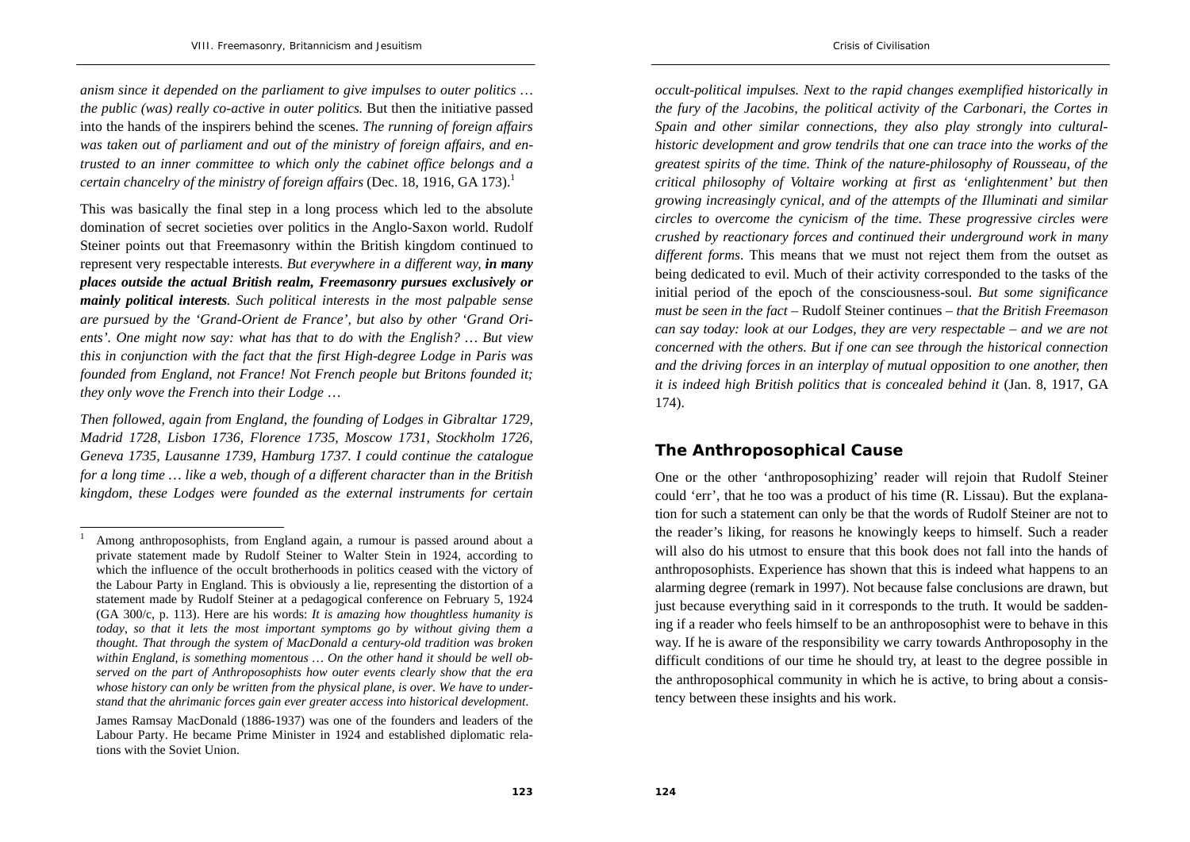*anism since it depended on the parliament to give impulses to outer politics … the public (was) really co-active in outer politics.* But then the initiative passed into the hands of the inspirers behind the scenes. *The running of foreign affairs was taken out of parliament and out of the ministry of foreign affairs, and entrusted to an inner committee to which only the cabinet office belongs and a certain chancelry of the ministry of foreign affairs* (Dec. 18, 1916, GA 173).[1]

This was basically the final step in a long process which led to the absolute domination of secret societies over politics in the Anglo-Saxon world. Rudolf Steiner points out that Freemasonry within the British kingdom continued to represent very respectable interests. *But everywhere in a different way,* ***in many places outside the actual British realm, Freemasonry pursues exclusively or mainly political interests****. Such political interests in the most palpable sense are pursued by the 'Grand-Orient de France', but also by other 'Grand Orients'. One might now say: what has that to do with the English? … But view this in conjunction with the fact that the first High-degree Lodge in Paris was founded from England, not France! Not French people but Britons founded it; they only wove the French into their Lodge …*

*Then followed, again from England, the founding of Lodges in Gibraltar 1729, Madrid 1728, Lisbon 1736, Florence 1735, Moscow 1731, Stockholm 1726, Geneva 1735, Lausanne 1739, Hamburg 1737. I could continue the catalogue for a long time … like a web, though of a different character than in the British kingdom, these Lodges were founded as the external instruments for certain occult-political impulses. Next to the rapid changes exemplified historically in the fury of the Jacobins, the political activity of the Carbonari, the Cortes in Spain and other similar connections, they also play strongly into cultural-historic development and grow tendrils that one can trace into the works of the greatest spirits of the time. Think of the nature-philosophy of Rousseau, of the critical philosophy of Voltaire working at first as 'enlightenment' but then growing increasingly cynical, and of the attempts of the Illuminati and similar circles to overcome the cynicism of the time. These progressive circles were crushed by reactionary forces and continued their underground work in many different forms*. This means that we must not reject them from the outset as being dedicated to evil. Much of their activity corresponded to the tasks of the initial period of the epoch of the consciousness-soul. *But some significance must be seen in the fact* – Rudolf Steiner continues – *that the British Freemason can say today: look at our Lodges, they are very respectable – and we are not concerned with the others. But if one can see through the historical connection and the driving forces in an interplay of mutual opposition to one another, then it is indeed high British politics that is concealed behind it* (Jan. 8, 1917, GA 174).

## The Anthroposophical Cause

One or the other 'anthroposophizing' reader will rejoin that Rudolf Steiner could 'err', that he too was a product of his time (R. Lissau). But the explanation for such a statement can only be that the words of Rudolf Steiner are not to the reader's liking, for reasons he knowingly keeps to himself. Such a reader will also do his utmost to ensure that this book does not fall into the hands of anthroposophists. Experience has shown that this is indeed what happens to an alarming degree (remark in 1997). Not because false conclusions are drawn, but just because everything said in it corresponds to the truth. It would be saddening if a reader who feels himself to be an anthroposophist were to behave in this way. If he is aware of the responsibility we carry towards Anthroposophy in the difficult conditions of our time he should try, at least to the degree possible in the anthroposophical community in which he is active, to bring about a consistency between these insights and his work.

---

[1] Among anthroposophists, from England again, a rumour is passed around about a private statement made by Rudolf Steiner to Walter Stein in 1924, according to which the influence of the occult brotherhoods in politics ceased with the victory of the Labour Party in England. This is obviously a lie, representing the distortion of a statement made by Rudolf Steiner at a pedagogical conference on February 5, 1924 (GA 300/c, p. 113). Here are his words: *It is amazing how thoughtless humanity is today, so that it lets the most important symptoms go by without giving them a thought. That through the system of MacDonald a century-old tradition was broken within England, is something momentous … On the other hand it should be well observed on the part of Anthroposophists how outer events clearly show that the era whose history can only be written from the physical plane, is over. We have to understand that the ahrimanic forces gain ever greater access into historical development.*

James Ramsay MacDonald (1886-1937) was one of the founders and leaders of the Labour Party. He became Prime Minister in 1924 and established diplomatic relations with the Soviet Union.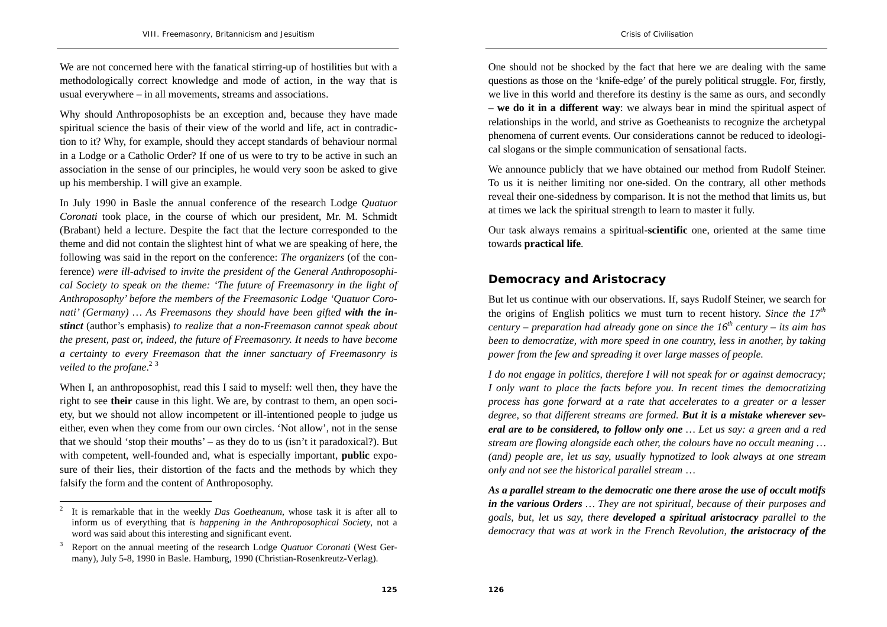We are not concerned here with the fanatical stirring-up of hostilities but with a methodologically correct knowledge and mode of action, in the way that is usual everywhere – in all movements, streams and associations.

Why should Anthroposophists be an exception and, because they have made spiritual science the basis of their view of the world and life, act in contradiction to it? Why, for example, should they accept standards of behaviour normal in a Lodge or a Catholic Order? If one of us were to try to be active in such an association in the sense of our principles, he would very soon be asked to give up his membership. I will give an example.

In July 1990 in Basle the annual conference of the research Lodge *Quatuor Coronati* took place, in the course of which our president, Mr. M. Schmidt (Brabant) held a lecture. Despite the fact that the lecture corresponded to the theme and did not contain the slightest hint of what we are speaking of here, the following was said in the report on the conference: *The organizers* (of the conference) *were ill-advised to invite the president of the General Anthroposophical Society to speak on the theme: 'The future of Freemasonry in the light of Anthroposophy' before the members of the Freemasonic Lodge 'Quatuor Coronati' (Germany) … As Freemasons they should have been gifted **with the instinct*** (author's emphasis) *to realize that a non-Freemason cannot speak about the present, past or, indeed, the future of Freemasonry. It needs to have become a certainty to every Freemason that the inner sanctuary of Freemasonry is veiled to the profane*.[2] [3]

When I, an anthroposophist, read this I said to myself: well then, they have the right to see **their** cause in this light. We are, by contrast to them, an open society, but we should not allow incompetent or ill-intentioned people to judge us either, even when they come from our own circles. 'Not allow', not in the sense that we should 'stop their mouths' – as they do to us (isn't it paradoxical?). But with competent, well-founded and, what is especially important, **public** exposure of their lies, their distortion of the facts and the methods by which they falsify the form and the content of Anthroposophy.

One should not be shocked by the fact that here we are dealing with the same questions as those on the 'knife-edge' of the purely political struggle. For, firstly, we live in this world and therefore its destiny is the same as ours, and secondly – **we do it in a different way**: we always bear in mind the spiritual aspect of relationships in the world, and strive as Goetheanists to recognize the archetypal phenomena of current events. Our considerations cannot be reduced to ideological slogans or the simple communication of sensational facts.

We announce publicly that we have obtained our method from Rudolf Steiner. To us it is neither limiting nor one-sided. On the contrary, all other methods reveal their one-sidedness by comparison. It is not the method that limits us, but at times we lack the spiritual strength to learn to master it fully.

Our task always remains a spiritual-**scientific** one, oriented at the same time towards **practical life**.

## Democracy and Aristocracy

But let us continue with our observations. If, says Rudolf Steiner, we search for the origins of English politics we must turn to recent history. *Since the 17th century – preparation had already gone on since the 16th century – its aim has been to democratize, with more speed in one country, less in another, by taking power from the few and spreading it over large masses of people.*

*I do not engage in politics, therefore I will not speak for or against democracy; I only want to place the facts before you. In recent times the democratizing process has gone forward at a rate that accelerates to a greater or a lesser degree, so that different streams are formed. **But it is a mistake wherever several are to be considered, to follow only one** … Let us say: a green and a red stream are flowing alongside each other, the colours have no occult meaning … (and) people are, let us say, usually hypnotized to look always at one stream only and not see the historical parallel stream …*

***As a parallel stream to the democratic one there arose the use of occult motifs in the various Orders** … They are not spiritual, because of their purposes and goals, but, let us say, there **developed a spiritual aristocracy** parallel to the democracy that was at work in the French Revolution, **the aristocracy of the***

---

[2] It is remarkable that in the weekly *Das Goetheanum*, whose task it is after all to inform us of everything that *is happening in the Anthroposophical Society*, not a word was said about this interesting and significant event.

[3] Report on the annual meeting of the research Lodge *Quatuor Coronati* (West Germany), July 5-8, 1990 in Basle. Hamburg, 1990 (Christian-Rosenkreutz-Verlag).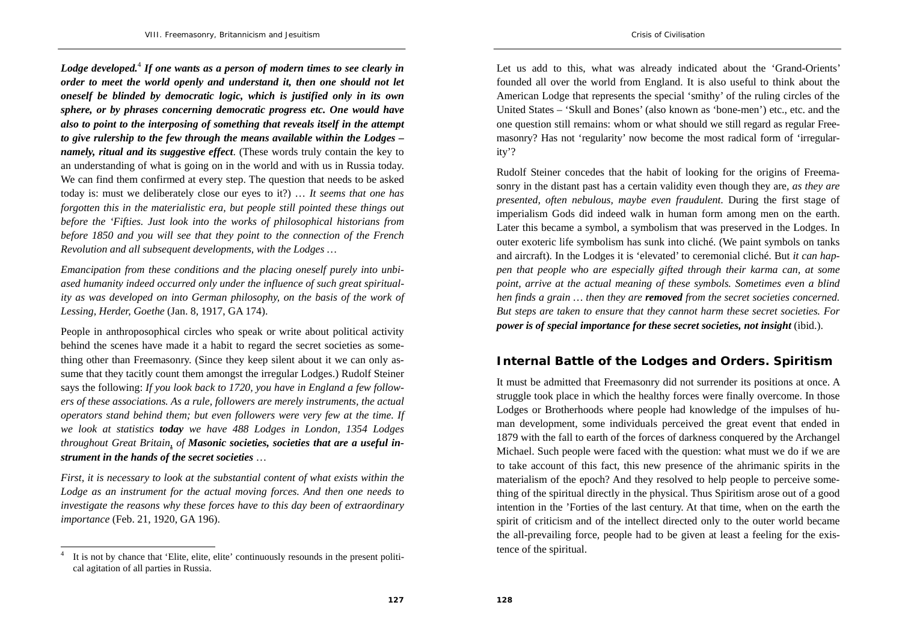***Lodge developed.***[4] ***If one wants as a person of modern times to see clearly in order to meet the world openly and understand it, then one should not let oneself be blinded by democratic logic, which is justified only in its own sphere, or by phrases concerning democratic progress etc. One would have also to point to the interposing of something that reveals itself in the attempt to give rulership to the few through the means available within the Lodges – namely, ritual and its suggestive effect***. (These words truly contain the key to an understanding of what is going on in the world and with us in Russia today. We can find them confirmed at every step. The question that needs to be asked today is: must we deliberately close our eyes to it?) … *It seems that one has forgotten this in the materialistic era, but people still pointed these things out before the 'Fifties. Just look into the works of philosophical historians from before 1850 and you will see that they point to the connection of the French Revolution and all subsequent developments, with the Lodges …*

*Emancipation from these conditions and the placing oneself purely into unbiased humanity indeed occurred only under the influence of such great spirituality as was developed on into German philosophy, on the basis of the work of Lessing, Herder, Goethe* (Jan. 8, 1917, GA 174).

People in anthroposophical circles who speak or write about political activity behind the scenes have made it a habit to regard the secret societies as something other than Freemasonry. (Since they keep silent about it we can only assume that they tacitly count them amongst the irregular Lodges.) Rudolf Steiner says the following: *If you look back to 1720, you have in England a few followers of these associations. As a rule, followers are merely instruments, the actual operators stand behind them; but even followers were very few at the time. If we look at statistics **today** we have 488 Lodges in London, 1354 Lodges throughout Great Britain, of **Masonic societies, societies that are a useful instrument in the hands of the secret societies** …*

*First, it is necessary to look at the substantial content of what exists within the Lodge as an instrument for the actual moving forces. And then one needs to investigate the reasons why these forces have to this day been of extraordinary importance* (Feb. 21, 1920, GA 196).

[4] It is not by chance that 'Elite, elite, elite' continuously resounds in the present political agitation of all parties in Russia.

Let us add to this, what was already indicated about the 'Grand-Orients' founded all over the world from England. It is also useful to think about the American Lodge that represents the special 'smithy' of the ruling circles of the United States – 'Skull and Bones' (also known as 'bone-men') etc., etc. and the one question still remains: whom or what should we still regard as regular Freemasonry? Has not 'regularity' now become the most radical form of 'irregularity'?

Rudolf Steiner concedes that the habit of looking for the origins of Freemasonry in the distant past has a certain validity even though they are, *as they are presented, often nebulous, maybe even fraudulent*. During the first stage of imperialism Gods did indeed walk in human form among men on the earth. Later this became a symbol, a symbolism that was preserved in the Lodges. In outer exoteric life symbolism has sunk into cliché. (We paint symbols on tanks and aircraft). In the Lodges it is 'elevated' to ceremonial cliché. But *it can happen that people who are especially gifted through their karma can, at some point, arrive at the actual meaning of these symbols. Sometimes even a blind hen finds a grain … then they are **removed** from the secret societies concerned. But steps are taken to ensure that they cannot harm these secret societies. For **power is of special importance for these secret societies, not insight*** (ibid.).

## Internal Battle of the Lodges and Orders. Spiritism

It must be admitted that Freemasonry did not surrender its positions at once. A struggle took place in which the healthy forces were finally overcome. In those Lodges or Brotherhoods where people had knowledge of the impulses of human development, some individuals perceived the great event that ended in 1879 with the fall to earth of the forces of darkness conquered by the Archangel Michael. Such people were faced with the question: what must we do if we are to take account of this fact, this new presence of the ahrimanic spirits in the materialism of the epoch? And they resolved to help people to perceive something of the spiritual directly in the physical. Thus Spiritism arose out of a good intention in the 'Forties of the last century. At that time, when on the earth the spirit of criticism and of the intellect directed only to the outer world became the all-prevailing force, people had to be given at least a feeling for the existence of the spiritual.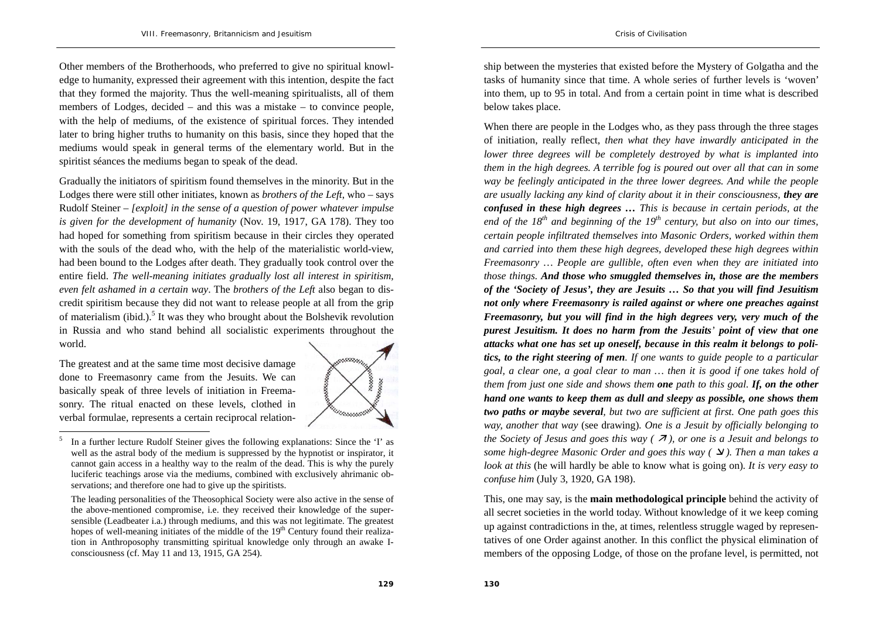Other members of the Brotherhoods, who preferred to give no spiritual knowledge to humanity, expressed their agreement with this intention, despite the fact that they formed the majority. Thus the well-meaning spiritualists, all of them members of Lodges, decided – and this was a mistake – to convince people, with the help of mediums, of the existence of spiritual forces. They intended later to bring higher truths to humanity on this basis, since they hoped that the mediums would speak in general terms of the elementary world. But in the spiritist séances the mediums began to speak of the dead.

Gradually the initiators of spiritism found themselves in the minority. But in the Lodges there were still other initiates, known as *brothers of the Left*, who – says Rudolf Steiner – *[exploit] in the sense of a question of power whatever impulse is given for the development of humanity* (Nov. 19, 1917, GA 178). They too had hoped for something from spiritism because in their circles they operated with the souls of the dead who, with the help of the materialistic world-view, had been bound to the Lodges after death. They gradually took control over the entire field. *The well-meaning initiates gradually lost all interest in spiritism, even felt ashamed in a certain way*. The *brothers of the Left* also began to discredit spiritism because they did not want to release people at all from the grip of materialism (ibid.).[5] It was they who brought about the Bolshevik revolution in Russia and who stand behind all socialistic experiments throughout the world.

The greatest and at the same time most decisive damage done to Freemasonry came from the Jesuits. We can basically speak of three levels of initiation in Freemasonry. The ritual enacted on these levels, clothed in verbal formulae, represents a certain reciprocal relationship between the mysteries that existed before the Mystery of Golgatha and the tasks of humanity since that time. A whole series of further levels is 'woven' into them, up to 95 in total. And from a certain point in time what is described below takes place.

When there are people in the Lodges who, as they pass through the three stages of initiation, really reflect, *then what they have inwardly anticipated in the lower three degrees will be completely destroyed by what is implanted into them in the high degrees. A terrible fog is poured out over all that can in some way be feelingly anticipated in the three lower degrees. And while the people are usually lacking any kind of clarity about it in their consciousness,* ***they are confused in these high degrees …*** *This is because in certain periods, at the end of the 18th and beginning of the 19th century, but also on into our times, certain people infiltrated themselves into Masonic Orders, worked within them and carried into them these high degrees, developed these high degrees within Freemasonry … People are gullible, often even when they are initiated into those things.* ***And those who smuggled themselves in, those are the members of the 'Society of Jesus', they are Jesuits … So that you will find Jesuitism not only where Freemasonry is railed against or where one preaches against Freemasonry, but you will find in the high degrees very, very much of the purest Jesuitism. It does no harm from the Jesuits' point of view that one attacks what one has set up oneself, because in this realm it belongs to politics, to the right steering of men****. If one wants to guide people to a particular goal, a clear one, a goal clear to man … then it is good if one takes hold of them from just one side and shows them* ***one*** *path to this goal.* ***If, on the other hand one wants to keep them as dull and sleepy as possible, one shows them two paths or maybe several****, but two are sufficient at first. One path goes this way, another that way* (see drawing). *One is a Jesuit by officially belonging to the Society of Jesus and goes this way ( ↗ ), or one is a Jesuit and belongs to some high-degree Masonic Order and goes this way ( ↘ ). Then a man takes a look at this* (he will hardly be able to know what is going on). *It is very easy to confuse him* (July 3, 1920, GA 198).

This, one may say, is the **main methodological principle** behind the activity of all secret societies in the world today. Without knowledge of it we keep coming up against contradictions in the, at times, relentless struggle waged by representatives of one Order against another. In this conflict the physical elimination of members of the opposing Lodge, of those on the profane level, is permitted, not

---

[5] In a further lecture Rudolf Steiner gives the following explanations: Since the 'I' as well as the astral body of the medium is suppressed by the hypnotist or inspirator, it cannot gain access in a healthy way to the realm of the dead. This is why the purely luciferic teachings arose via the mediums, combined with exclusively ahrimanic observations; and therefore one had to give up the spiritists.

The leading personalities of the Theosophical Society were also active in the sense of the above-mentioned compromise, i.e. they received their knowledge of the supersensible (Leadbeater i.a.) through mediums, and this was not legitimate. The greatest hopes of well-meaning initiates of the middle of the 19th Century found their realization in Anthroposophy transmitting spiritual knowledge only through an awake I-consciousness (cf. May 11 and 13, 1915, GA 254).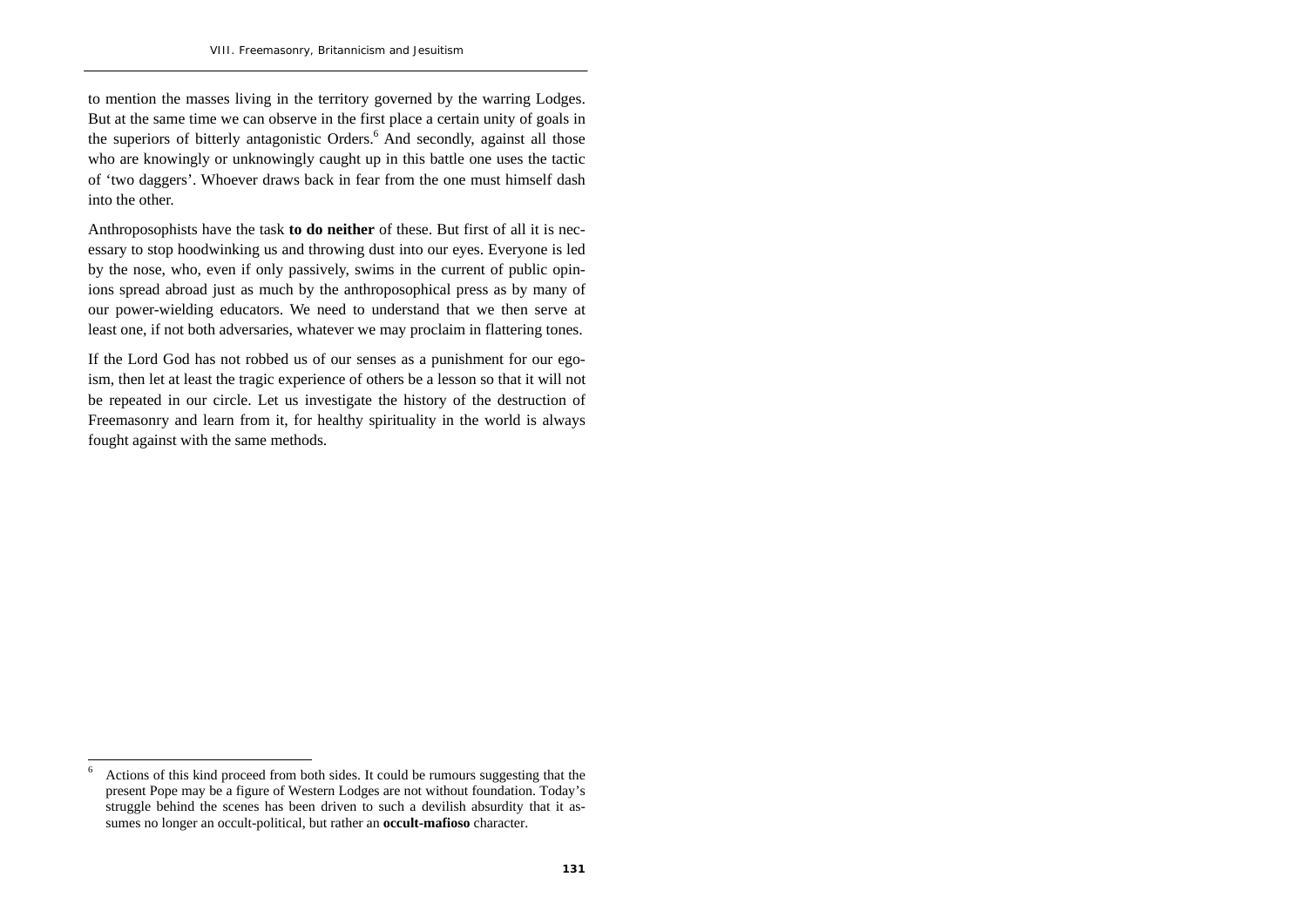to mention the masses living in the territory governed by the warring Lodges. But at the same time we can observe in the first place a certain unity of goals in the superiors of bitterly antagonistic Orders.[6] And secondly, against all those who are knowingly or unknowingly caught up in this battle one uses the tactic of 'two daggers'. Whoever draws back in fear from the one must himself dash into the other.

Anthroposophists have the task **to do neither** of these. But first of all it is necessary to stop hoodwinking us and throwing dust into our eyes. Everyone is led by the nose, who, even if only passively, swims in the current of public opinions spread abroad just as much by the anthroposophical press as by many of our power-wielding educators. We need to understand that we then serve at least one, if not both adversaries, whatever we may proclaim in flattering tones.

If the Lord God has not robbed us of our senses as a punishment for our egoism, then let at least the tragic experience of others be a lesson so that it will not be repeated in our circle. Let us investigate the history of the destruction of Freemasonry and learn from it, for healthy spirituality in the world is always fought against with the same methods.

---

[6] Actions of this kind proceed from both sides. It could be rumours suggesting that the present Pope may be a figure of Western Lodges are not without foundation. Today's struggle behind the scenes has been driven to such a devilish absurdity that it assumes no longer an occult-political, but rather an **occult-mafioso** character.